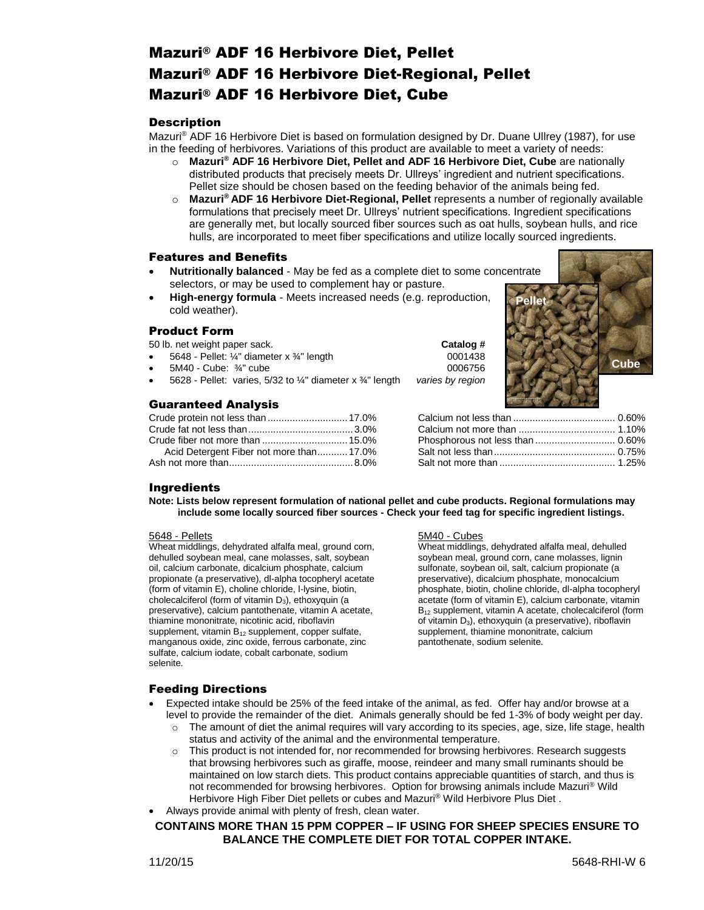# Mazuri® ADF 16 Herbivore Diet, Pellet
# Mazuri® ADF 16 Herbivore Diet-Regional, Pellet
# Mazuri® ADF 16 Herbivore Diet, Cube

## Description

Mazuri® ADF 16 Herbivore Diet is based on formulation designed by Dr. Duane Ullrey (1987), for use in the feeding of herbivores. Variations of this product are available to meet a variety of needs:

- **Mazuri® ADF 16 Herbivore Diet, Pellet and ADF 16 Herbivore Diet, Cube** are nationally distributed products that precisely meets Dr. Ullreys' ingredient and nutrient specifications. Pellet size should be chosen based on the feeding behavior of the animals being fed.
- **Mazuri® ADF 16 Herbivore Diet-Regional, Pellet** represents a number of regionally available formulations that precisely meet Dr. Ullreys' nutrient specifications. Ingredient specifications are generally met, but locally sourced fiber sources such as oat hulls, soybean hulls, and rice hulls, are incorporated to meet fiber specifications and utilize locally sourced ingredients.

## Features and Benefits

- **Nutritionally balanced** - May be fed as a complete diet to some concentrate selectors, or may be used to complement hay or pasture.
- **High-energy formula** - Meets increased needs (e.g. reproduction, cold weather).

## Product Form

50 lb. net weight paper sack.

| | Catalog # |
|---|---|
| 5648 - Pellet: ¼" diameter x ¾" length | 0001438 |
| 5M40 - Cube: ¾" cube | 0006756 |
| 5628 - Pellet: varies, 5/32 to ¼" diameter x ¾" length | *varies by region* |

## Guaranteed Analysis

| | |
|---|---|
| Crude protein not less than | 17.0% |
| Crude fat not less than | 3.0% |
| Crude fiber not more than | 15.0% |
| Acid Detergent Fiber not more than | 17.0% |
| Ash not more than | 8.0% |
| Calcium not less than | 0.60% |
| Calcium not more than | 1.10% |
| Phosphorous not less than | 0.60% |
| Salt not less than | 0.75% |
| Salt not more than | 1.25% |

## Ingredients

**Note: Lists below represent formulation of national pellet and cube products. Regional formulations may include some locally sourced fiber sources - Check your feed tag for specific ingredient listings.**

5648 - Pellets

Wheat middlings, dehydrated alfalfa meal, ground corn, dehulled soybean meal, cane molasses, salt, soybean oil, calcium carbonate, dicalcium phosphate, calcium propionate (a preservative), dl-alpha tocopheryl acetate (form of vitamin E), choline chloride, l-lysine, biotin, cholecalciferol (form of vitamin $D_3$), ethoxyquin (a preservative), calcium pantothenate, vitamin A acetate, thiamine mononitrate, nicotinic acid, riboflavin supplement, vitamin $B_{12}$ supplement, copper sulfate, manganous oxide, zinc oxide, ferrous carbonate, zinc sulfate, calcium iodate, cobalt carbonate, sodium selenite.

5M40 - Cubes

Wheat middlings, dehydrated alfalfa meal, dehulled soybean meal, ground corn, cane molasses, lignin sulfonate, soybean oil, salt, calcium propionate (a preservative), dicalcium phosphate, monocalcium phosphate, biotin, choline chloride, dl-alpha tocopheryl acetate (form of vitamin E), calcium carbonate, vitamin $B_{12}$ supplement, vitamin A acetate, cholecalciferol (form of vitamin $D_3$), ethoxyquin (a preservative), riboflavin supplement, thiamine mononitrate, calcium pantothenate, sodium selenite.

## Feeding Directions

- Expected intake should be 25% of the feed intake of the animal, as fed. Offer hay and/or browse at a level to provide the remainder of the diet. Animals generally should be fed 1-3% of body weight per day.
  - The amount of diet the animal requires will vary according to its species, age, size, life stage, health status and activity of the animal and the environmental temperature.
  - This product is not intended for, nor recommended for browsing herbivores. Research suggests that browsing herbivores such as giraffe, moose, reindeer and many small ruminants should be maintained on low starch diets. This product contains appreciable quantities of starch, and thus is not recommended for browsing herbivores. Option for browsing animals include Mazuri® Wild Herbivore High Fiber Diet pellets or cubes and Mazuri® Wild Herbivore Plus Diet .
- Always provide animal with plenty of fresh, clean water.

**CONTAINS MORE THAN 15 PPM COPPER – IF USING FOR SHEEP SPECIES ENSURE TO BALANCE THE COMPLETE DIET FOR TOTAL COPPER INTAKE.**

11/20/15 5648-RHI-W 6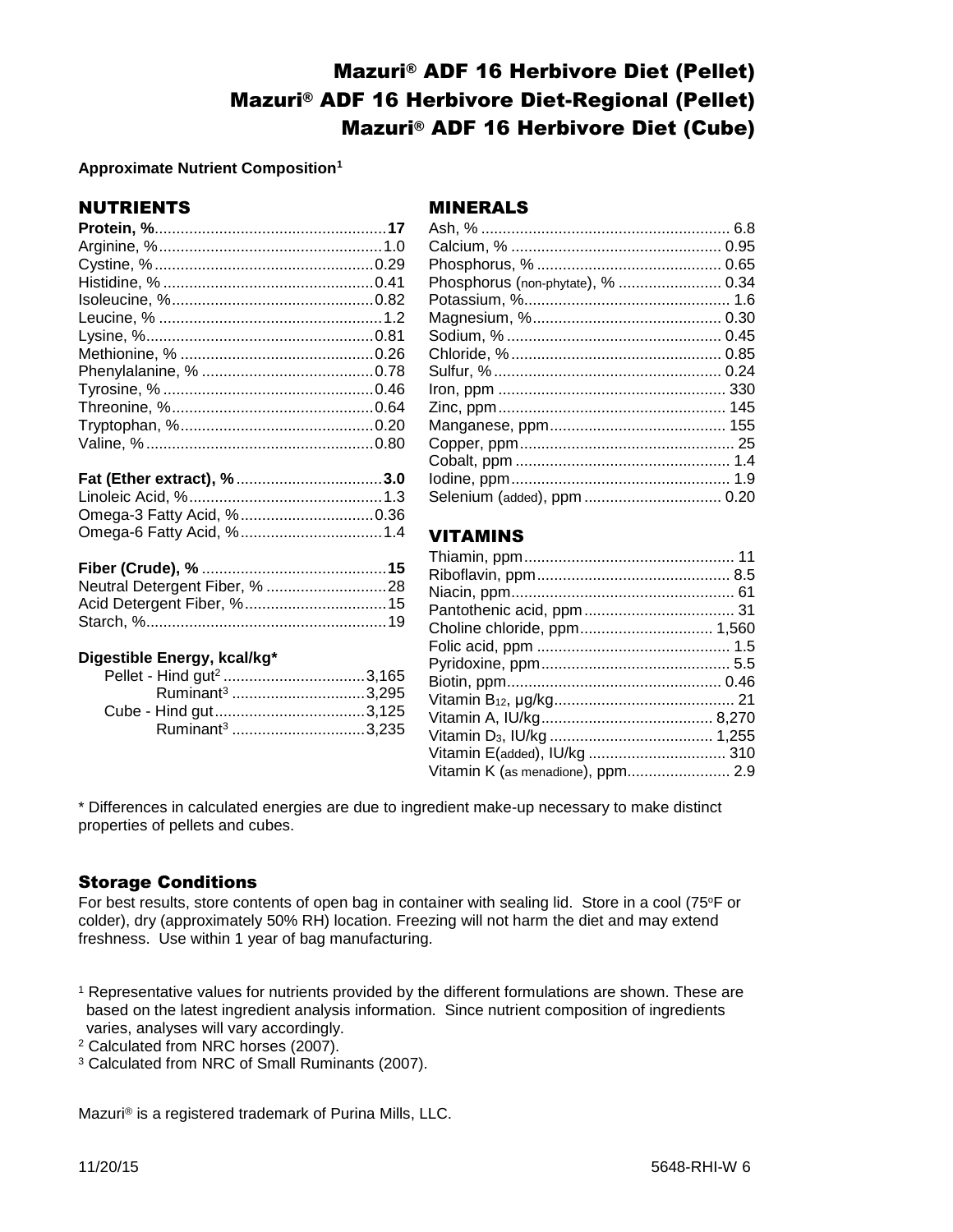# Mazuri® ADF 16 Herbivore Diet (Pellet)
# Mazuri® ADF 16 Herbivore Diet-Regional (Pellet)
# Mazuri® ADF 16 Herbivore Diet (Cube)

**Approximate Nutrient Composition**[1]

## NUTRIENTS

| | |
|---|---|
| **Protein, %** | **17** |
| Arginine, % | 1.0 |
| Cystine, % | 0.29 |
| Histidine, % | 0.41 |
| Isoleucine, % | 0.82 |
| Leucine, % | 1.2 |
| Lysine, % | 0.81 |
| Methionine, % | 0.26 |
| Phenylalanine, % | 0.78 |
| Tyrosine, % | 0.46 |
| Threonine, % | 0.64 |
| Tryptophan, % | 0.20 |
| Valine, % | 0.80 |
| **Fat (Ether extract), %** | **3.0** |
| Linoleic Acid, % | 1.3 |
| Omega-3 Fatty Acid, % | 0.36 |
| Omega-6 Fatty Acid, % | 1.4 |
| **Fiber (Crude), %** | **15** |
| Neutral Detergent Fiber, % | 28 |
| Acid Detergent Fiber, % | 15 |
| Starch, % | 19 |

**Digestible Energy, kcal/kg***

| | |
|---|---|
| Pellet - Hind gut[2] | 3,165 |
| Ruminant[3] | 3,295 |
| Cube - Hind gut | 3,125 |
| Ruminant[3] | 3,235 |

## MINERALS

| | |
|---|---|
| Ash, % | 6.8 |
| Calcium, % | 0.95 |
| Phosphorus, % | 0.65 |
| Phosphorus (non-phytate), % | 0.34 |
| Potassium, % | 1.6 |
| Magnesium, % | 0.30 |
| Sodium, % | 0.45 |
| Chloride, % | 0.85 |
| Sulfur, % | 0.24 |
| Iron, ppm | 330 |
| Zinc, ppm | 145 |
| Manganese, ppm | 155 |
| Copper, ppm | 25 |
| Cobalt, ppm | 1.4 |
| Iodine, ppm | 1.9 |
| Selenium (added), ppm | 0.20 |

## VITAMINS

| | |
|---|---|
| Thiamin, ppm | 11 |
| Riboflavin, ppm | 8.5 |
| Niacin, ppm | 61 |
| Pantothenic acid, ppm | 31 |
| Choline chloride, ppm | 1,560 |
| Folic acid, ppm | 1.5 |
| Pyridoxine, ppm | 5.5 |
| Biotin, ppm | 0.46 |
| Vitamin $B_{12}$, µg/kg | 21 |
| Vitamin A, IU/kg | 8,270 |
| Vitamin $D_3$, IU/kg | 1,255 |
| Vitamin E(added), IU/kg | 310 |
| Vitamin K (as menadione), ppm | 2.9 |

* Differences in calculated energies are due to ingredient make-up necessary to make distinct properties of pellets and cubes.

## Storage Conditions

For best results, store contents of open bag in container with sealing lid. Store in a cool (75°F or colder), dry (approximately 50% RH) location. Freezing will not harm the diet and may extend freshness. Use within 1 year of bag manufacturing.

[1] Representative values for nutrients provided by the different formulations are shown. These are based on the latest ingredient analysis information. Since nutrient composition of ingredients varies, analyses will vary accordingly.
[2] Calculated from NRC horses (2007).
[3] Calculated from NRC of Small Ruminants (2007).

Mazuri® is a registered trademark of Purina Mills, LLC.

11/20/15 5648-RHI-W 6